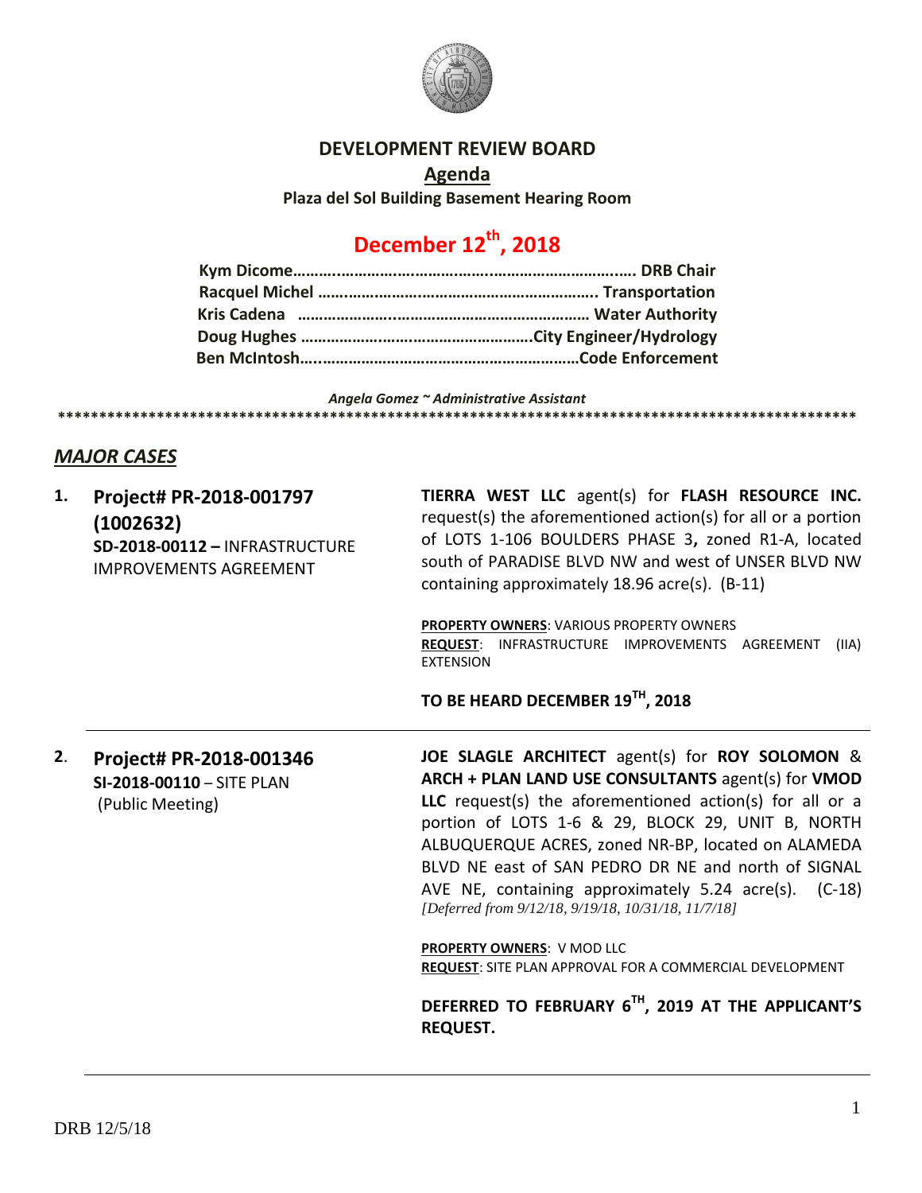# DEVELOPMENT REVIEW BOARD

## Agenda

**Plaza del Sol Building Basement Hearing Room**

## December 12th, 2018

**Kym Dicome……………………………………………………………. DRB Chair**
**Racquel Michel ……………………………………………………….. Transportation**
**Kris Cadena ………………………………………………………… Water Authority**
**Doug Hughes ……………………………………………….City Engineer/Hydrology**
**Ben McIntosh…...………………………………………………Code Enforcement**

*Angela Gomez ~ Administrative Assistant*

**************************************************************************************************

## *MAJOR CASES*

**1. Project# PR-2018-001797 (1002632)**
**SD-2018-00112 –** INFRASTRUCTURE IMPROVEMENTS AGREEMENT

**TIERRA WEST LLC** agent(s) for **FLASH RESOURCE INC.** request(s) the aforementioned action(s) for all or a portion of LOTS 1-106 BOULDERS PHASE 3**,** zoned R1-A, located south of PARADISE BLVD NW and west of UNSER BLVD NW containing approximately 18.96 acre(s). (B-11)

**PROPERTY OWNERS**: VARIOUS PROPERTY OWNERS
**REQUEST**: INFRASTRUCTURE IMPROVEMENTS AGREEMENT (IIA) EXTENSION

**TO BE HEARD DECEMBER 19TH, 2018**

---

**2. Project# PR-2018-001346**
**SI-2018-00110** – SITE PLAN
(Public Meeting)

**JOE SLAGLE ARCHITECT** agent(s) for **ROY SOLOMON** & **ARCH + PLAN LAND USE CONSULTANTS** agent(s) for **VMOD LLC** request(s) the aforementioned action(s) for all or a portion of LOTS 1-6 & 29, BLOCK 29, UNIT B, NORTH ALBUQUERQUE ACRES, zoned NR-BP, located on ALAMEDA BLVD NE east of SAN PEDRO DR NE and north of SIGNAL AVE NE, containing approximately 5.24 acre(s). (C-18)
*[Deferred from 9/12/18, 9/19/18, 10/31/18, 11/7/18]*

**PROPERTY OWNERS**: V MOD LLC
**REQUEST**: SITE PLAN APPROVAL FOR A COMMERCIAL DEVELOPMENT

**DEFERRED TO FEBRUARY 6TH, 2019 AT THE APPLICANT'S REQUEST.**

---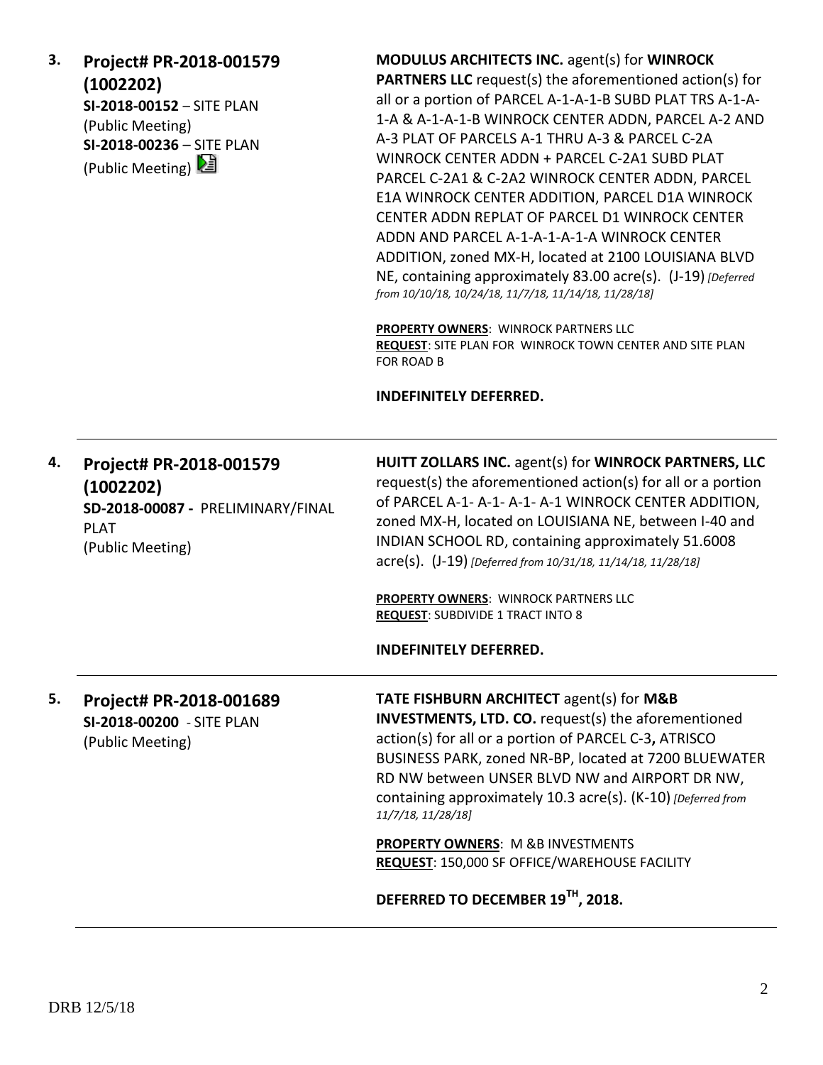**3.** **Project# PR-2018-001579 (1002202)**
**SI-2018-00152** – SITE PLAN (Public Meeting)
**SI-2018-00236** – SITE PLAN (Public Meeting)

**MODULUS ARCHITECTS INC.** agent(s) for **WINROCK PARTNERS LLC** request(s) the aforementioned action(s) for all or a portion of PARCEL A-1-A-1-B SUBD PLAT TRS A-1-A-1-A & A-1-A-1-B WINROCK CENTER ADDN, PARCEL A-2 AND A-3 PLAT OF PARCELS A-1 THRU A-3 & PARCEL C-2A WINROCK CENTER ADDN + PARCEL C-2A1 SUBD PLAT PARCEL C-2A1 & C-2A2 WINROCK CENTER ADDN, PARCEL E1A WINROCK CENTER ADDITION, PARCEL D1A WINROCK CENTER ADDN REPLAT OF PARCEL D1 WINROCK CENTER ADDN AND PARCEL A-1-A-1-A-1-A WINROCK CENTER ADDITION, zoned MX-H, located at 2100 LOUISIANA BLVD NE, containing approximately 83.00 acre(s). (J-19) *[Deferred from 10/10/18, 10/24/18, 11/7/18, 11/14/18, 11/28/18]*

**PROPERTY OWNERS**: WINROCK PARTNERS LLC
**REQUEST**: SITE PLAN FOR WINROCK TOWN CENTER AND SITE PLAN FOR ROAD B

**INDEFINITELY DEFERRED.**

---

**4.** **Project# PR-2018-001579 (1002202)**
**SD-2018-00087 -** PRELIMINARY/FINAL PLAT (Public Meeting)

**HUITT ZOLLARS INC.** agent(s) for **WINROCK PARTNERS, LLC** request(s) the aforementioned action(s) for all or a portion of PARCEL A-1- A-1- A-1- A-1 WINROCK CENTER ADDITION, zoned MX-H, located on LOUISIANA NE, between I-40 and INDIAN SCHOOL RD, containing approximately 51.6008 acre(s). (J-19) *[Deferred from 10/31/18, 11/14/18, 11/28/18]*

**PROPERTY OWNERS**: WINROCK PARTNERS LLC
**REQUEST**: SUBDIVIDE 1 TRACT INTO 8

**INDEFINITELY DEFERRED.**

---

**5.** **Project# PR-2018-001689**
**SI-2018-00200** - SITE PLAN (Public Meeting)

**TATE FISHBURN ARCHITECT** agent(s) for **M&B INVESTMENTS, LTD. CO.** request(s) the aforementioned action(s) for all or a portion of PARCEL C-3**,** ATRISCO BUSINESS PARK, zoned NR-BP, located at 7200 BLUEWATER RD NW between UNSER BLVD NW and AIRPORT DR NW, containing approximately 10.3 acre(s). (K-10) *[Deferred from 11/7/18, 11/28/18]*

**PROPERTY OWNERS**: M &B INVESTMENTS
**REQUEST**: 150,000 SF OFFICE/WAREHOUSE FACILITY

**DEFERRED TO DECEMBER 19TH, 2018.**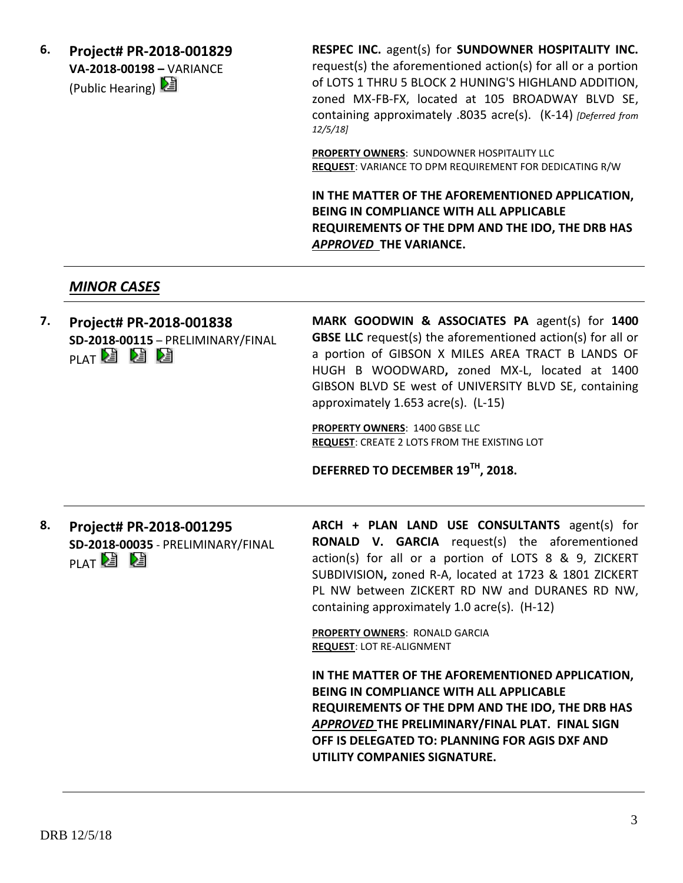6. **Project# PR-2018-001829**
**VA-2018-00198 –** VARIANCE
(Public Hearing)

**RESPEC INC.** agent(s) for **SUNDOWNER HOSPITALITY INC.** request(s) the aforementioned action(s) for all or a portion of LOTS 1 THRU 5 BLOCK 2 HUNING'S HIGHLAND ADDITION, zoned MX-FB-FX, located at 105 BROADWAY BLVD SE, containing approximately .8035 acre(s). (K-14) *[Deferred from 12/5/18]*

**PROPERTY OWNERS**: SUNDOWNER HOSPITALITY LLC
**REQUEST**: VARIANCE TO DPM REQUIREMENT FOR DEDICATING R/W

**IN THE MATTER OF THE AFOREMENTIONED APPLICATION, BEING IN COMPLIANCE WITH ALL APPLICABLE REQUIREMENTS OF THE DPM AND THE IDO, THE DRB HAS *APPROVED* THE VARIANCE.**

---

## *MINOR CASES*

---

7. **Project# PR-2018-001838**
**SD-2018-00115** – PRELIMINARY/FINAL PLAT

**MARK GOODWIN & ASSOCIATES PA** agent(s) for **1400 GBSE LLC** request(s) the aforementioned action(s) for all or a portion of GIBSON X MILES AREA TRACT B LANDS OF HUGH B WOODWARD**,** zoned MX-L, located at 1400 GIBSON BLVD SE west of UNIVERSITY BLVD SE, containing approximately 1.653 acre(s). (L-15)

**PROPERTY OWNERS**: 1400 GBSE LLC
**REQUEST**: CREATE 2 LOTS FROM THE EXISTING LOT

**DEFERRED TO DECEMBER 19TH, 2018.**

---

8. **Project# PR-2018-001295**
**SD-2018-00035** - PRELIMINARY/FINAL PLAT

**ARCH + PLAN LAND USE CONSULTANTS** agent(s) for **RONALD V. GARCIA** request(s) the aforementioned action(s) for all or a portion of LOTS 8 & 9, ZICKERT SUBDIVISION**,** zoned R-A, located at 1723 & 1801 ZICKERT PL NW between ZICKERT RD NW and DURANES RD NW, containing approximately 1.0 acre(s). (H-12)

**PROPERTY OWNERS**: RONALD GARCIA
**REQUEST**: LOT RE-ALIGNMENT

**IN THE MATTER OF THE AFOREMENTIONED APPLICATION, BEING IN COMPLIANCE WITH ALL APPLICABLE REQUIREMENTS OF THE DPM AND THE IDO, THE DRB HAS *APPROVED* THE PRELIMINARY/FINAL PLAT. FINAL SIGN OFF IS DELEGATED TO: PLANNING FOR AGIS DXF AND UTILITY COMPANIES SIGNATURE.**

---

DRB 12/5/18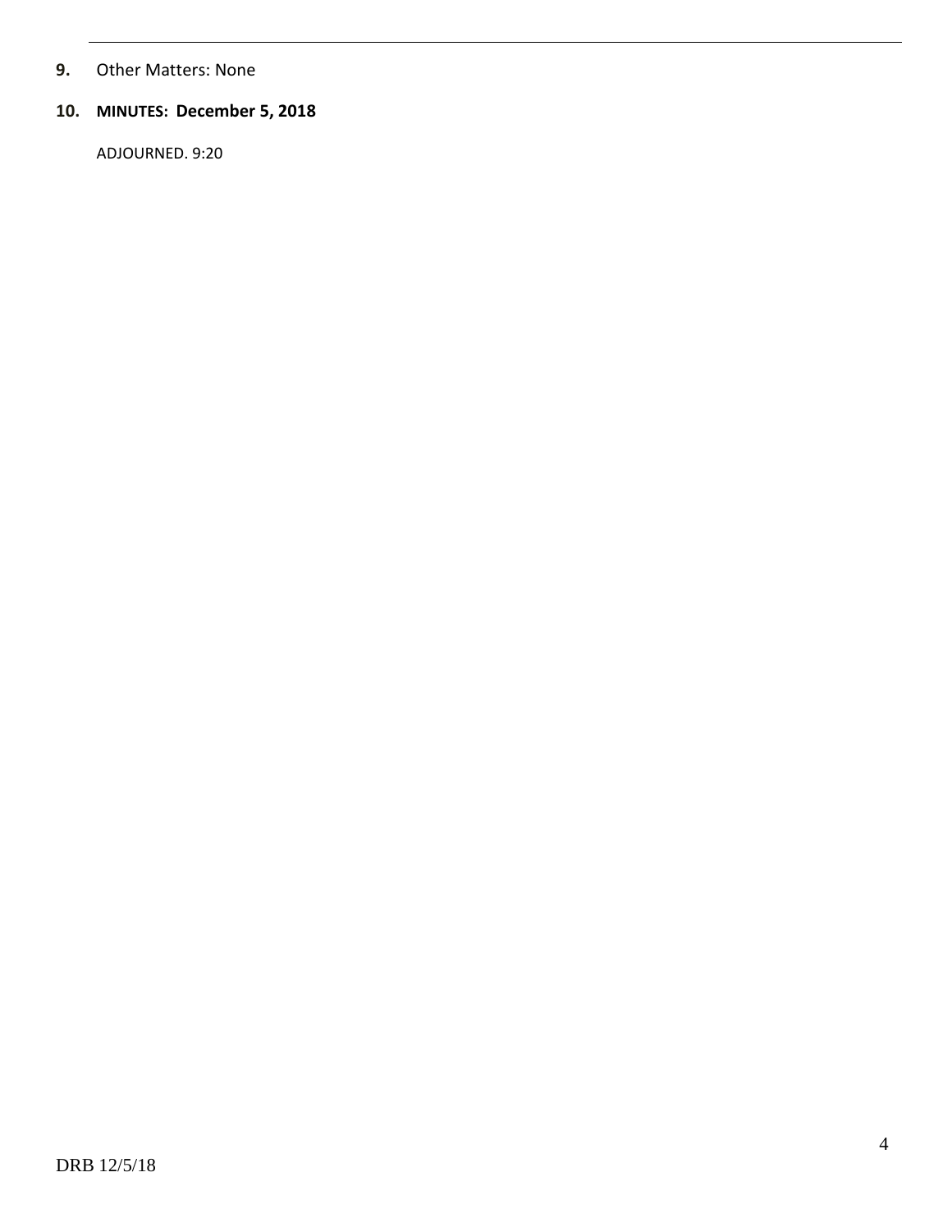**9.** Other Matters: None

**10. MINUTES: December 5, 2018**

ADJOURNED. 9:20